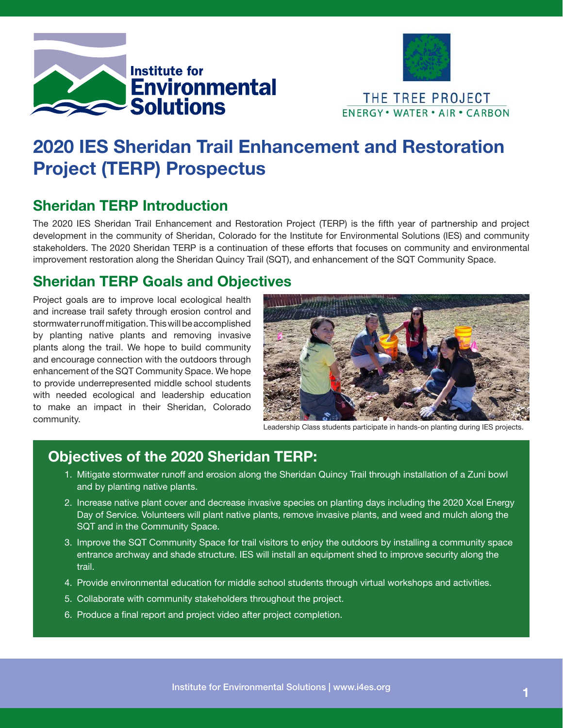Institute for Environmental Solutions

THE TREE PROJECT
ENERGY • WATER • AIR • CARBON

# 2020 IES Sheridan Trail Enhancement and Restoration Project (TERP) Prospectus

## Sheridan TERP Introduction

The 2020 IES Sheridan Trail Enhancement and Restoration Project (TERP) is the fifth year of partnership and project development in the community of Sheridan, Colorado for the Institute for Environmental Solutions (IES) and community stakeholders. The 2020 Sheridan TERP is a continuation of these efforts that focuses on community and environmental improvement restoration along the Sheridan Quincy Trail (SQT), and enhancement of the SQT Community Space.

## Sheridan TERP Goals and Objectives

Project goals are to improve local ecological health and increase trail safety through erosion control and stormwater runoff mitigation. This will be accomplished by planting native plants and removing invasive plants along the trail. We hope to build community and encourage connection with the outdoors through enhancement of the SQT Community Space. We hope to provide underrepresented middle school students with needed ecological and leadership education to make an impact in their Sheridan, Colorado community.

Leadership Class students participate in hands-on planting during IES projects.

### Objectives of the 2020 Sheridan TERP:

1. Mitigate stormwater runoff and erosion along the Sheridan Quincy Trail through installation of a Zuni bowl and by planting native plants.
2. Increase native plant cover and decrease invasive species on planting days including the 2020 Xcel Energy Day of Service. Volunteers will plant native plants, remove invasive plants, and weed and mulch along the SQT and in the Community Space.
3. Improve the SQT Community Space for trail visitors to enjoy the outdoors by installing a community space entrance archway and shade structure. IES will install an equipment shed to improve security along the trail.
4. Provide environmental education for middle school students through virtual workshops and activities.
5. Collaborate with community stakeholders throughout the project.
6. Produce a final report and project video after project completion.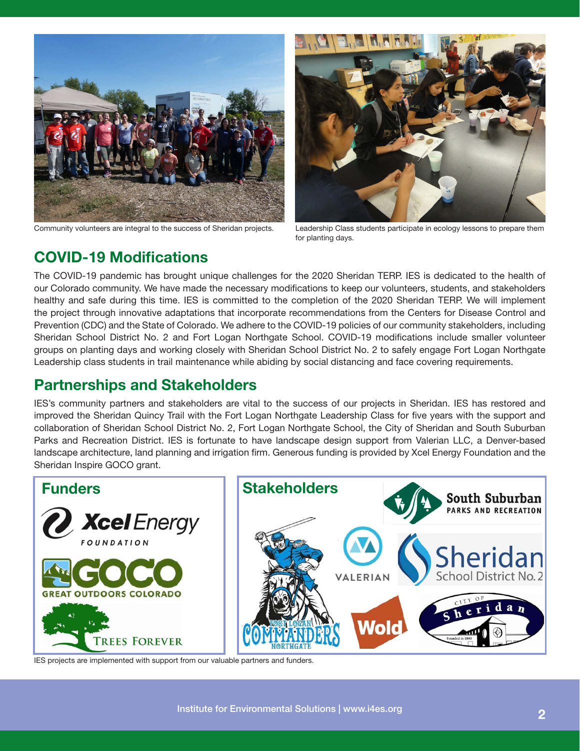Community volunteers are integral to the success of Sheridan projects.

Leadership Class students participate in ecology lessons to prepare them for planting days.

## COVID-19 Modifications

The COVID-19 pandemic has brought unique challenges for the 2020 Sheridan TERP. IES is dedicated to the health of our Colorado community. We have made the necessary modifications to keep our volunteers, students, and stakeholders healthy and safe during this time. IES is committed to the completion of the 2020 Sheridan TERP. We will implement the project through innovative adaptations that incorporate recommendations from the Centers for Disease Control and Prevention (CDC) and the State of Colorado. We adhere to the COVID-19 policies of our community stakeholders, including Sheridan School District No. 2 and Fort Logan Northgate School. COVID-19 modifications include smaller volunteer groups on planting days and working closely with Sheridan School District No. 2 to safely engage Fort Logan Northgate Leadership class students in trail maintenance while abiding by social distancing and face covering requirements.

## Partnerships and Stakeholders

IES's community partners and stakeholders are vital to the success of our projects in Sheridan. IES has restored and improved the Sheridan Quincy Trail with the Fort Logan Northgate Leadership Class for five years with the support and collaboration of Sheridan School District No. 2, Fort Logan Northgate School, the City of Sheridan and South Suburban Parks and Recreation District. IES is fortunate to have landscape design support from Valerian LLC, a Denver-based landscape architecture, land planning and irrigation firm. Generous funding is provided by Xcel Energy Foundation and the Sheridan Inspire GOCO grant.

### Funders

Xcel Energy Foundation

GOCO Great Outdoors Colorado

Trees Forever

### Stakeholders

South Suburban Parks and Recreation

Fort Logan Northgate Commanders

Valerian

Sheridan School District No. 2

Wold

City of Sheridan

IES projects are implemented with support from our valuable partners and funders.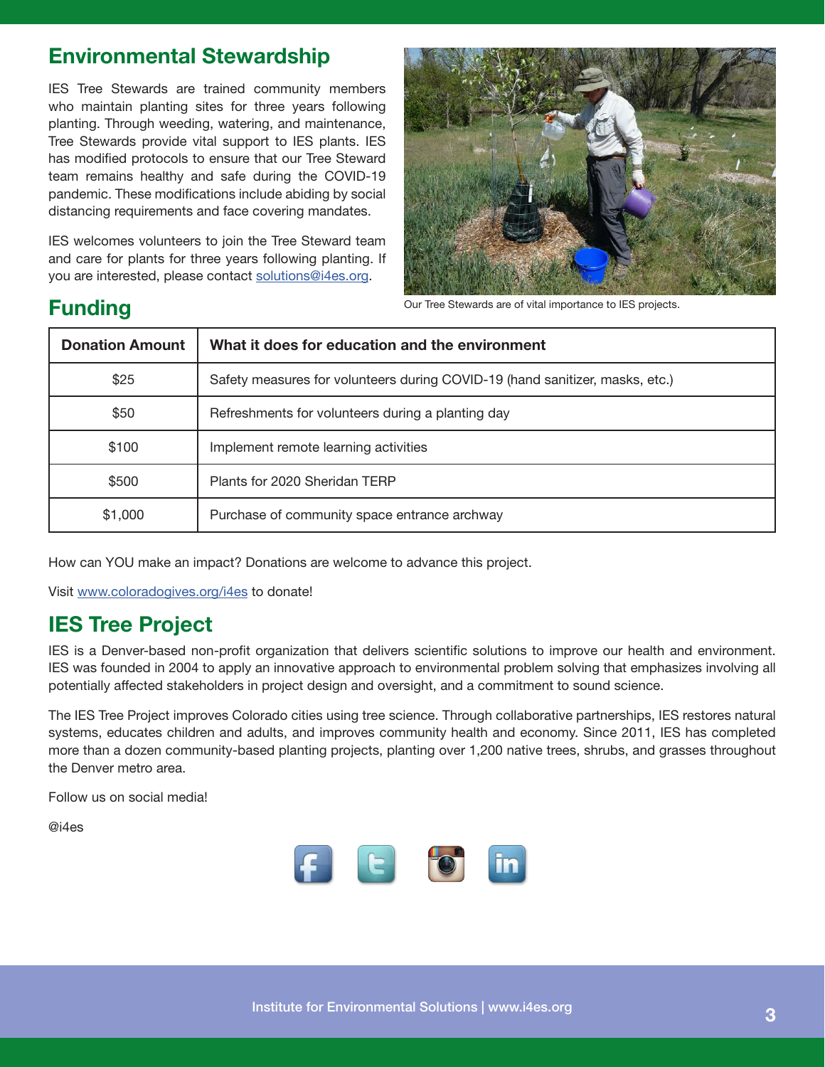## Environmental Stewardship

IES Tree Stewards are trained community members who maintain planting sites for three years following planting. Through weeding, watering, and maintenance, Tree Stewards provide vital support to IES plants. IES has modified protocols to ensure that our Tree Steward team remains healthy and safe during the COVID-19 pandemic. These modifications include abiding by social distancing requirements and face covering mandates.

IES welcomes volunteers to join the Tree Steward team and care for plants for three years following planting. If you are interested, please contact solutions@i4es.org.

Our Tree Stewards are of vital importance to IES projects.

## Funding

| Donation Amount | What it does for education and the environment |
|---|---|
| $25 | Safety measures for volunteers during COVID-19 (hand sanitizer, masks, etc.) |
| $50 | Refreshments for volunteers during a planting day |
| $100 | Implement remote learning activities |
| $500 | Plants for 2020 Sheridan TERP |
| $1,000 | Purchase of community space entrance archway |

How can YOU make an impact? Donations are welcome to advance this project.

Visit www.coloradogives.org/i4es to donate!

## IES Tree Project

IES is a Denver-based non-profit organization that delivers scientific solutions to improve our health and environment. IES was founded in 2004 to apply an innovative approach to environmental problem solving that emphasizes involving all potentially affected stakeholders in project design and oversight, and a commitment to sound science.

The IES Tree Project improves Colorado cities using tree science. Through collaborative partnerships, IES restores natural systems, educates children and adults, and improves community health and economy. Since 2011, IES has completed more than a dozen community-based planting projects, planting over 1,200 native trees, shrubs, and grasses throughout the Denver metro area.

Follow us on social media!

@i4es